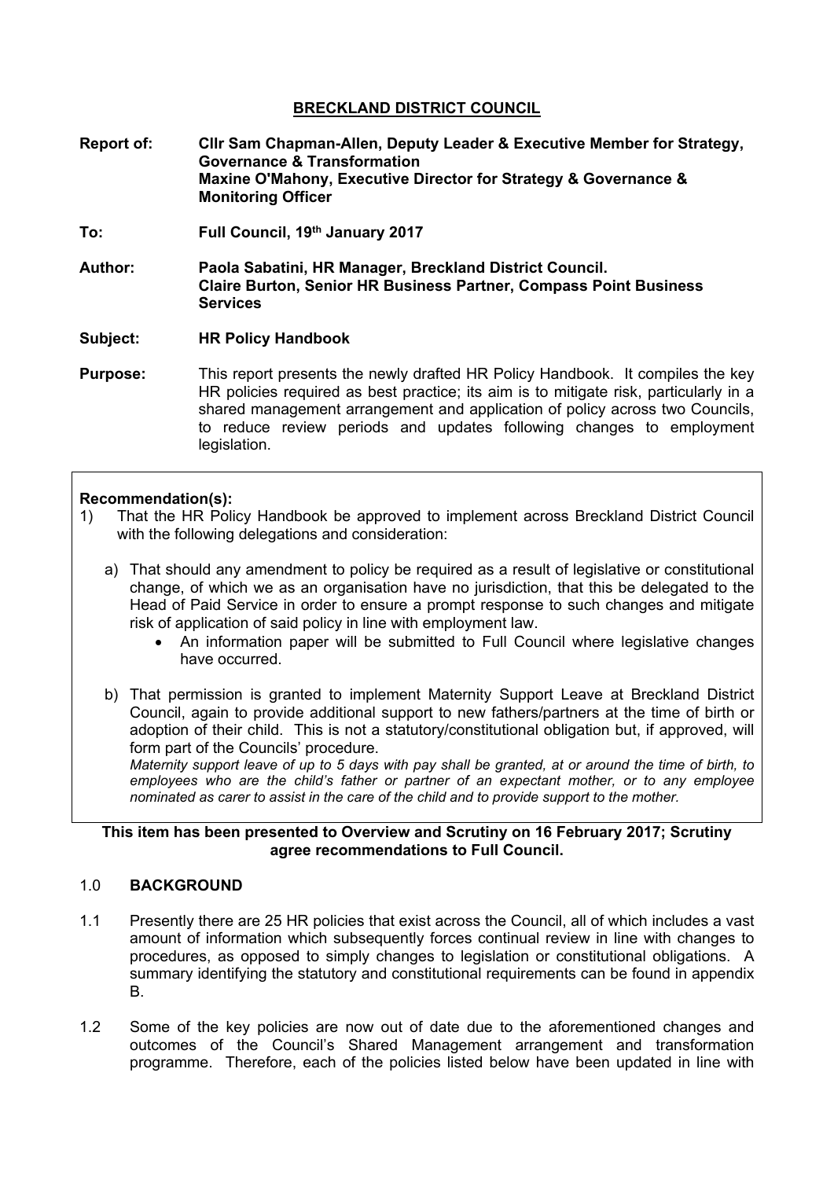**BRECKLAND DISTRICT COUNCIL**

**Report of:** **Cllr Sam Chapman-Allen, Deputy Leader & Executive Member for Strategy, Governance & Transformation**
**Maxine O'Mahony, Executive Director for Strategy & Governance & Monitoring Officer**

**To:** **Full Council, 19th January 2017**

**Author:** **Paola Sabatini, HR Manager, Breckland District Council.**
**Claire Burton, Senior HR Business Partner, Compass Point Business Services**

**Subject:** **HR Policy Handbook**

**Purpose:** This report presents the newly drafted HR Policy Handbook. It compiles the key HR policies required as best practice; its aim is to mitigate risk, particularly in a shared management arrangement and application of policy across two Councils, to reduce review periods and updates following changes to employment legislation.

**Recommendation(s):**

1) That the HR Policy Handbook be approved to implement across Breckland District Council with the following delegations and consideration:

   a) That should any amendment to policy be required as a result of legislative or constitutional change, of which we as an organisation have no jurisdiction, that this be delegated to the Head of Paid Service in order to ensure a prompt response to such changes and mitigate risk of application of said policy in line with employment law.
      - An information paper will be submitted to Full Council where legislative changes have occurred.

   b) That permission is granted to implement Maternity Support Leave at Breckland District Council, again to provide additional support to new fathers/partners at the time of birth or adoption of their child. This is not a statutory/constitutional obligation but, if approved, will form part of the Councils' procedure.
   *Maternity support leave of up to 5 days with pay shall be granted, at or around the time of birth, to employees who are the child's father or partner of an expectant mother, or to any employee nominated as carer to assist in the care of the child and to provide support to the mother.*

**This item has been presented to Overview and Scrutiny on 16 February 2017; Scrutiny agree recommendations to Full Council.**

## 1.0 BACKGROUND

1.1 Presently there are 25 HR policies that exist across the Council, all of which includes a vast amount of information which subsequently forces continual review in line with changes to procedures, as opposed to simply changes to legislation or constitutional obligations. A summary identifying the statutory and constitutional requirements can be found in appendix B.

1.2 Some of the key policies are now out of date due to the aforementioned changes and outcomes of the Council's Shared Management arrangement and transformation programme. Therefore, each of the policies listed below have been updated in line with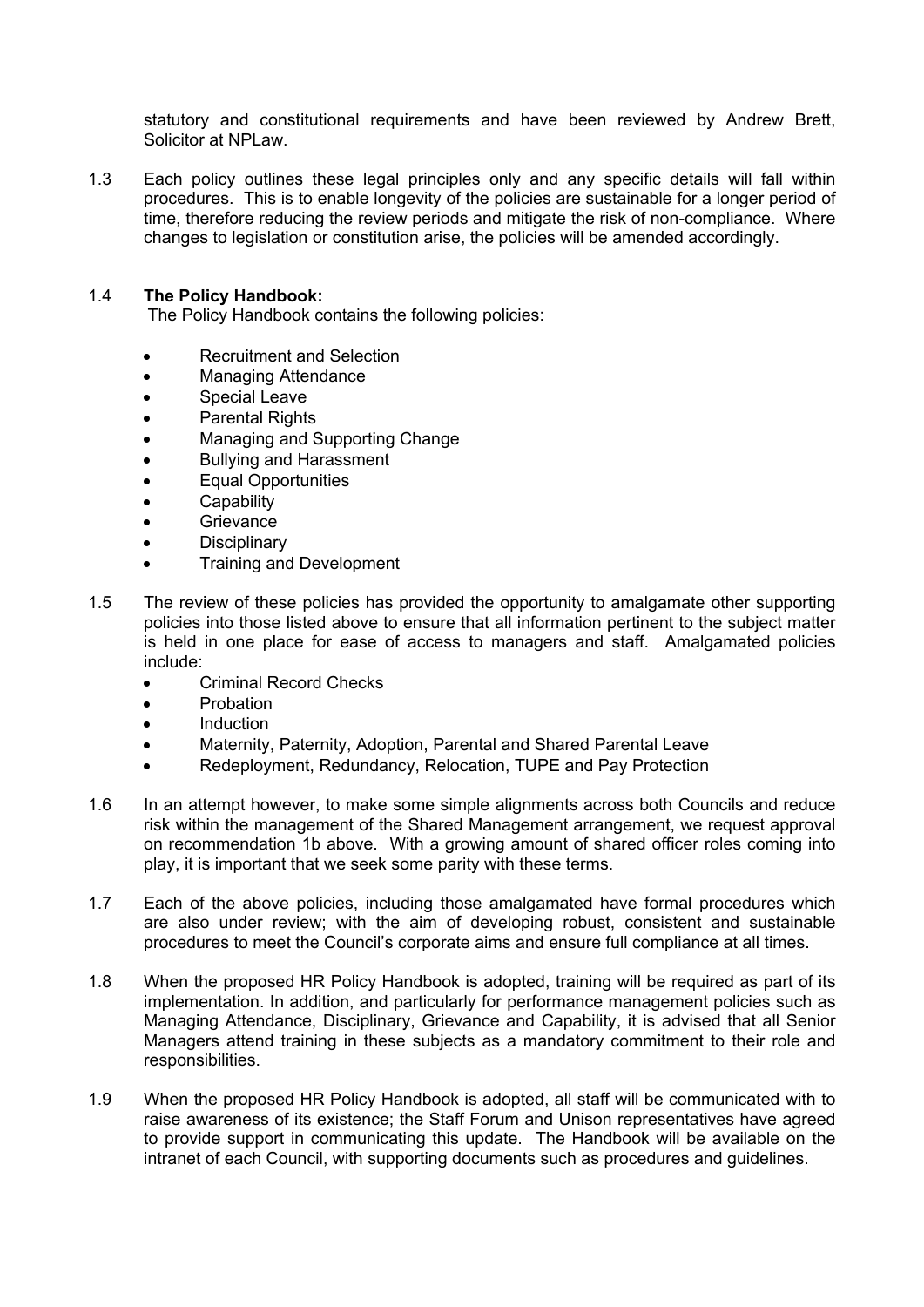statutory and constitutional requirements and have been reviewed by Andrew Brett, Solicitor at NPLaw.

1.3 Each policy outlines these legal principles only and any specific details will fall within procedures. This is to enable longevity of the policies are sustainable for a longer period of time, therefore reducing the review periods and mitigate the risk of non-compliance. Where changes to legislation or constitution arise, the policies will be amended accordingly.

1.4 **The Policy Handbook:**
The Policy Handbook contains the following policies:

- Recruitment and Selection
- Managing Attendance
- Special Leave
- Parental Rights
- Managing and Supporting Change
- Bullying and Harassment
- Equal Opportunities
- Capability
- Grievance
- Disciplinary
- Training and Development

1.5 The review of these policies has provided the opportunity to amalgamate other supporting policies into those listed above to ensure that all information pertinent to the subject matter is held in one place for ease of access to managers and staff. Amalgamated policies include:

- Criminal Record Checks
- Probation
- Induction
- Maternity, Paternity, Adoption, Parental and Shared Parental Leave
- Redeployment, Redundancy, Relocation, TUPE and Pay Protection

1.6 In an attempt however, to make some simple alignments across both Councils and reduce risk within the management of the Shared Management arrangement, we request approval on recommendation 1b above. With a growing amount of shared officer roles coming into play, it is important that we seek some parity with these terms.

1.7 Each of the above policies, including those amalgamated have formal procedures which are also under review; with the aim of developing robust, consistent and sustainable procedures to meet the Council's corporate aims and ensure full compliance at all times.

1.8 When the proposed HR Policy Handbook is adopted, training will be required as part of its implementation. In addition, and particularly for performance management policies such as Managing Attendance, Disciplinary, Grievance and Capability, it is advised that all Senior Managers attend training in these subjects as a mandatory commitment to their role and responsibilities.

1.9 When the proposed HR Policy Handbook is adopted, all staff will be communicated with to raise awareness of its existence; the Staff Forum and Unison representatives have agreed to provide support in communicating this update. The Handbook will be available on the intranet of each Council, with supporting documents such as procedures and guidelines.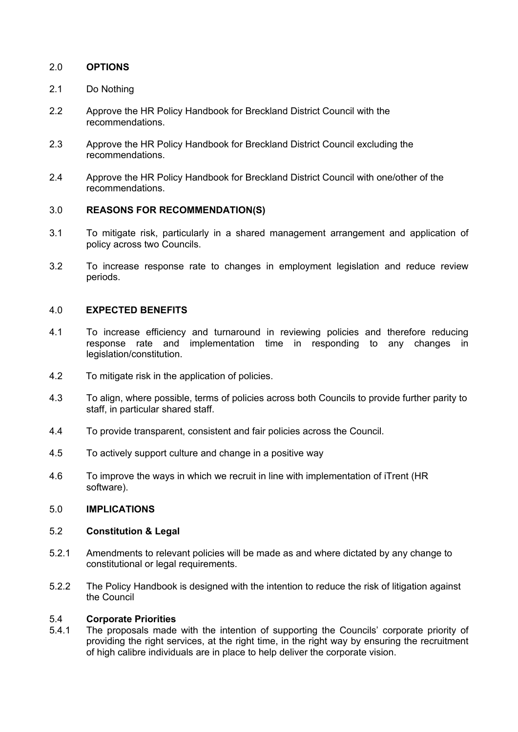## 2.0 OPTIONS

2.1 Do Nothing

2.2 Approve the HR Policy Handbook for Breckland District Council with the recommendations.

2.3 Approve the HR Policy Handbook for Breckland District Council excluding the recommendations.

2.4 Approve the HR Policy Handbook for Breckland District Council with one/other of the recommendations.

## 3.0 REASONS FOR RECOMMENDATION(S)

3.1 To mitigate risk, particularly in a shared management arrangement and application of policy across two Councils.

3.2 To increase response rate to changes in employment legislation and reduce review periods.

## 4.0 EXPECTED BENEFITS

4.1 To increase efficiency and turnaround in reviewing policies and therefore reducing response rate and implementation time in responding to any changes in legislation/constitution.

4.2 To mitigate risk in the application of policies.

4.3 To align, where possible, terms of policies across both Councils to provide further parity to staff, in particular shared staff.

4.4 To provide transparent, consistent and fair policies across the Council.

4.5 To actively support culture and change in a positive way

4.6 To improve the ways in which we recruit in line with implementation of iTrent (HR software).

## 5.0 IMPLICATIONS

### 5.2 Constitution & Legal

5.2.1 Amendments to relevant policies will be made as and where dictated by any change to constitutional or legal requirements.

5.2.2 The Policy Handbook is designed with the intention to reduce the risk of litigation against the Council

### 5.4 Corporate Priorities

5.4.1 The proposals made with the intention of supporting the Councils' corporate priority of providing the right services, at the right time, in the right way by ensuring the recruitment of high calibre individuals are in place to help deliver the corporate vision.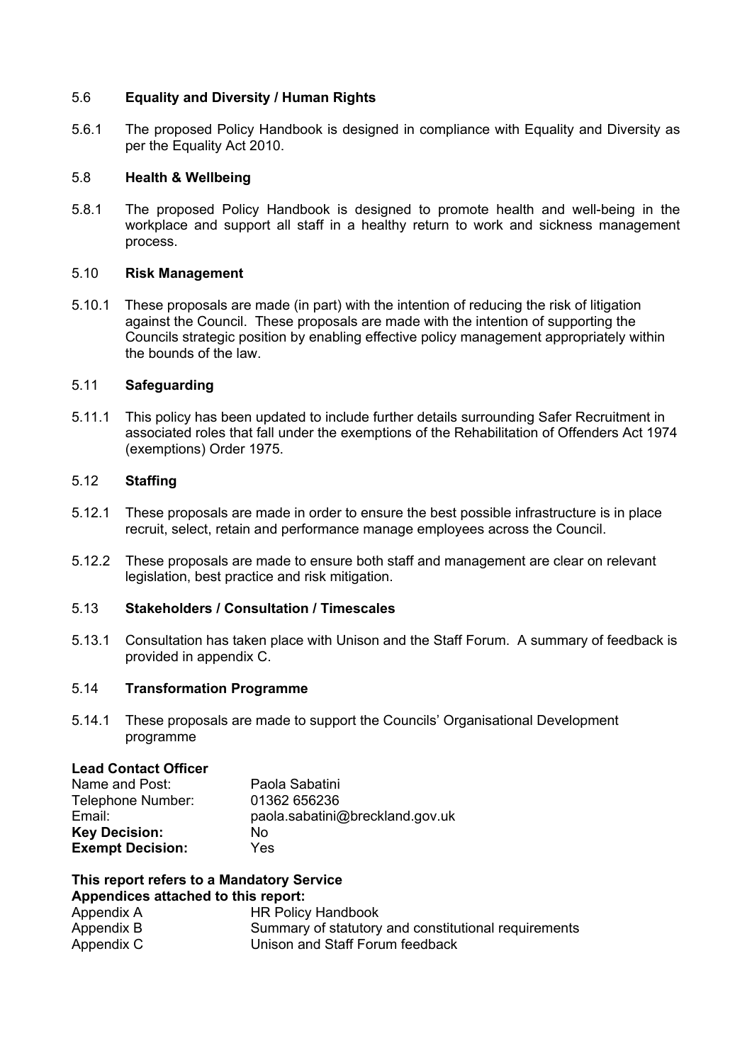### 5.6 Equality and Diversity / Human Rights

5.6.1 The proposed Policy Handbook is designed in compliance with Equality and Diversity as per the Equality Act 2010.

### 5.8 Health & Wellbeing

5.8.1 The proposed Policy Handbook is designed to promote health and well-being in the workplace and support all staff in a healthy return to work and sickness management process.

### 5.10 Risk Management

5.10.1 These proposals are made (in part) with the intention of reducing the risk of litigation against the Council. These proposals are made with the intention of supporting the Councils strategic position by enabling effective policy management appropriately within the bounds of the law.

### 5.11 Safeguarding

5.11.1 This policy has been updated to include further details surrounding Safer Recruitment in associated roles that fall under the exemptions of the Rehabilitation of Offenders Act 1974 (exemptions) Order 1975.

### 5.12 Staffing

5.12.1 These proposals are made in order to ensure the best possible infrastructure is in place recruit, select, retain and performance manage employees across the Council.

5.12.2 These proposals are made to ensure both staff and management are clear on relevant legislation, best practice and risk mitigation.

### 5.13 Stakeholders / Consultation / Timescales

5.13.1 Consultation has taken place with Unison and the Staff Forum. A summary of feedback is provided in appendix C.

### 5.14 Transformation Programme

5.14.1 These proposals are made to support the Councils' Organisational Development programme

**Lead Contact Officer**

| | |
|---|---|
| Name and Post: | Paola Sabatini |
| Telephone Number: | 01362 656236 |
| Email: | paola.sabatini@breckland.gov.uk |
| **Key Decision:** | No |
| **Exempt Decision:** | Yes |

**This report refers to a Mandatory Service**

**Appendices attached to this report:**

| | |
|---|---|
| Appendix A | HR Policy Handbook |
| Appendix B | Summary of statutory and constitutional requirements |
| Appendix C | Unison and Staff Forum feedback |